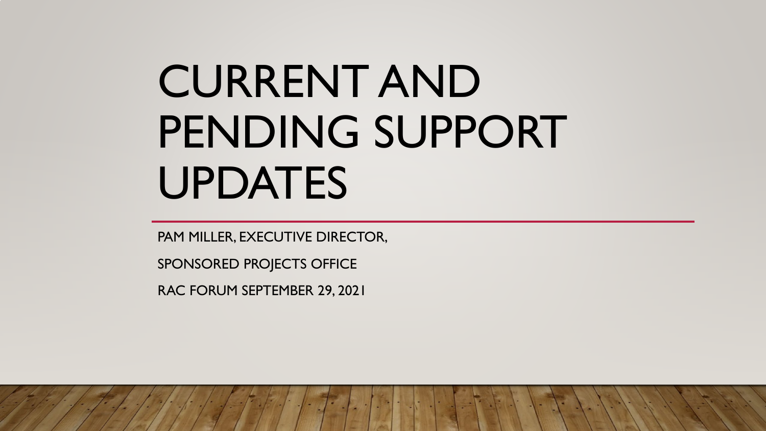# CURRENT AND PENDING SUPPORT UPDATES

PAM MILLER, EXECUTIVE DIRECTOR,

SPONSORED PROJECTS OFFICE

RAC FORUM SEPTEMBER 29, 2021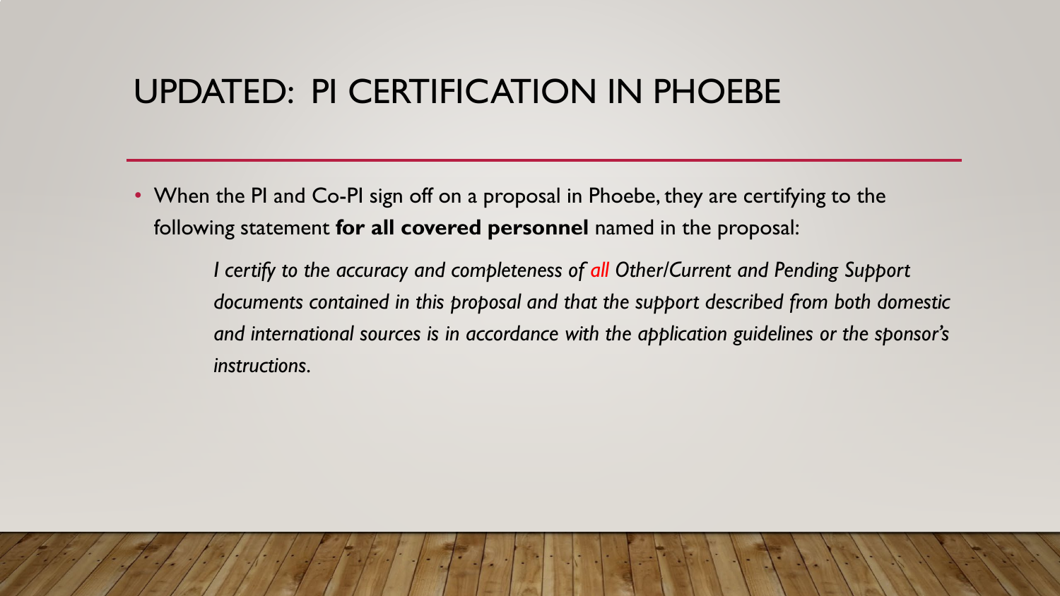# UPDATED: PI CERTIFICATION IN PHOEBE

- When the PI and Co-PI sign off on a proposal in Phoebe, they are certifying to the following statement **for all covered personnel** named in the proposal:

  > *I certify to the accuracy and completeness of all Other/Current and Pending Support documents contained in this proposal and that the support described from both domestic and international sources is in accordance with the application guidelines or the sponsor's instructions.*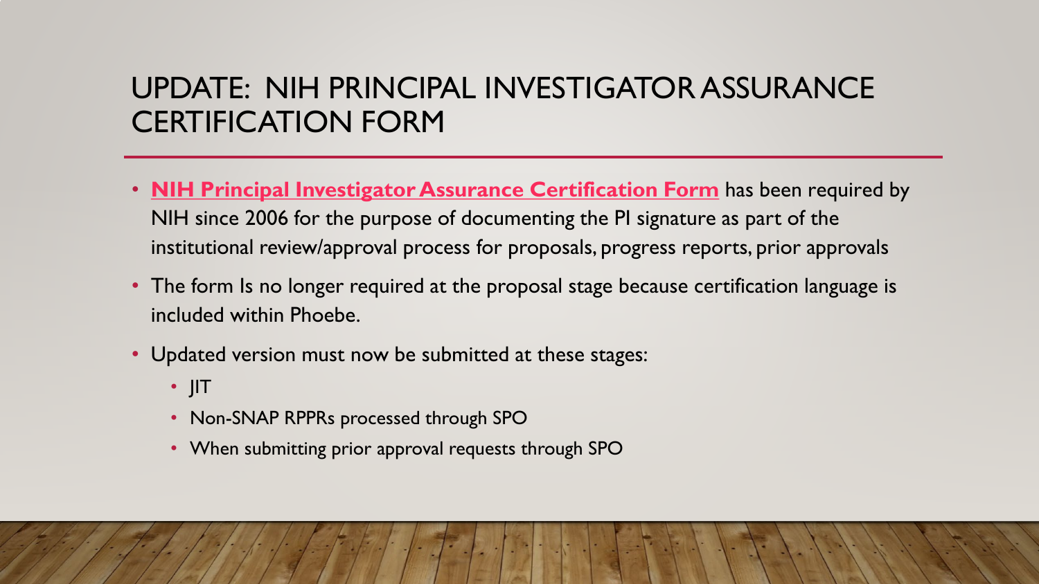# UPDATE: NIH PRINCIPAL INVESTIGATOR ASSURANCE CERTIFICATION FORM

- **NIH Principal Investigator Assurance Certification Form** has been required by NIH since 2006 for the purpose of documenting the PI signature as part of the institutional review/approval process for proposals, progress reports, prior approvals
- The form Is no longer required at the proposal stage because certification language is included within Phoebe.
- Updated version must now be submitted at these stages:
  - JIT
  - Non-SNAP RPPRs processed through SPO
  - When submitting prior approval requests through SPO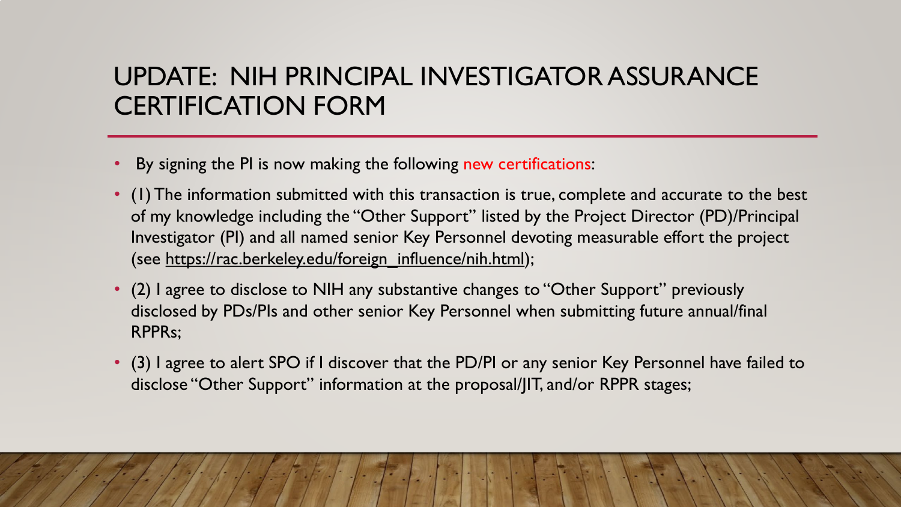# UPDATE: NIH PRINCIPAL INVESTIGATOR ASSURANCE CERTIFICATION FORM

- By signing the PI is now making the following new certifications:
- (1) The information submitted with this transaction is true, complete and accurate to the best of my knowledge including the "Other Support" listed by the Project Director (PD)/Principal Investigator (PI) and all named senior Key Personnel devoting measurable effort the project (see https://rac.berkeley.edu/foreign_influence/nih.html);
- (2) I agree to disclose to NIH any substantive changes to "Other Support" previously disclosed by PDs/PIs and other senior Key Personnel when submitting future annual/final RPPRs;
- (3) I agree to alert SPO if I discover that the PD/PI or any senior Key Personnel have failed to disclose "Other Support" information at the proposal/JIT, and/or RPPR stages;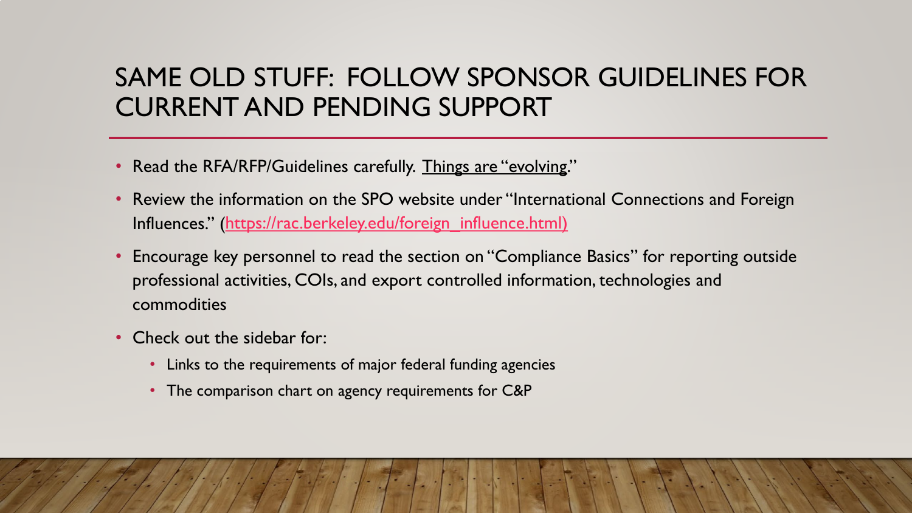# SAME OLD STUFF: FOLLOW SPONSOR GUIDELINES FOR CURRENT AND PENDING SUPPORT

- Read the RFA/RFP/Guidelines carefully. Things are "evolving."
- Review the information on the SPO website under "International Connections and Foreign Influences." (https://rac.berkeley.edu/foreign_influence.html)
- Encourage key personnel to read the section on "Compliance Basics" for reporting outside professional activities, COIs, and export controlled information, technologies and commodities
- Check out the sidebar for:
  - Links to the requirements of major federal funding agencies
  - The comparison chart on agency requirements for C&P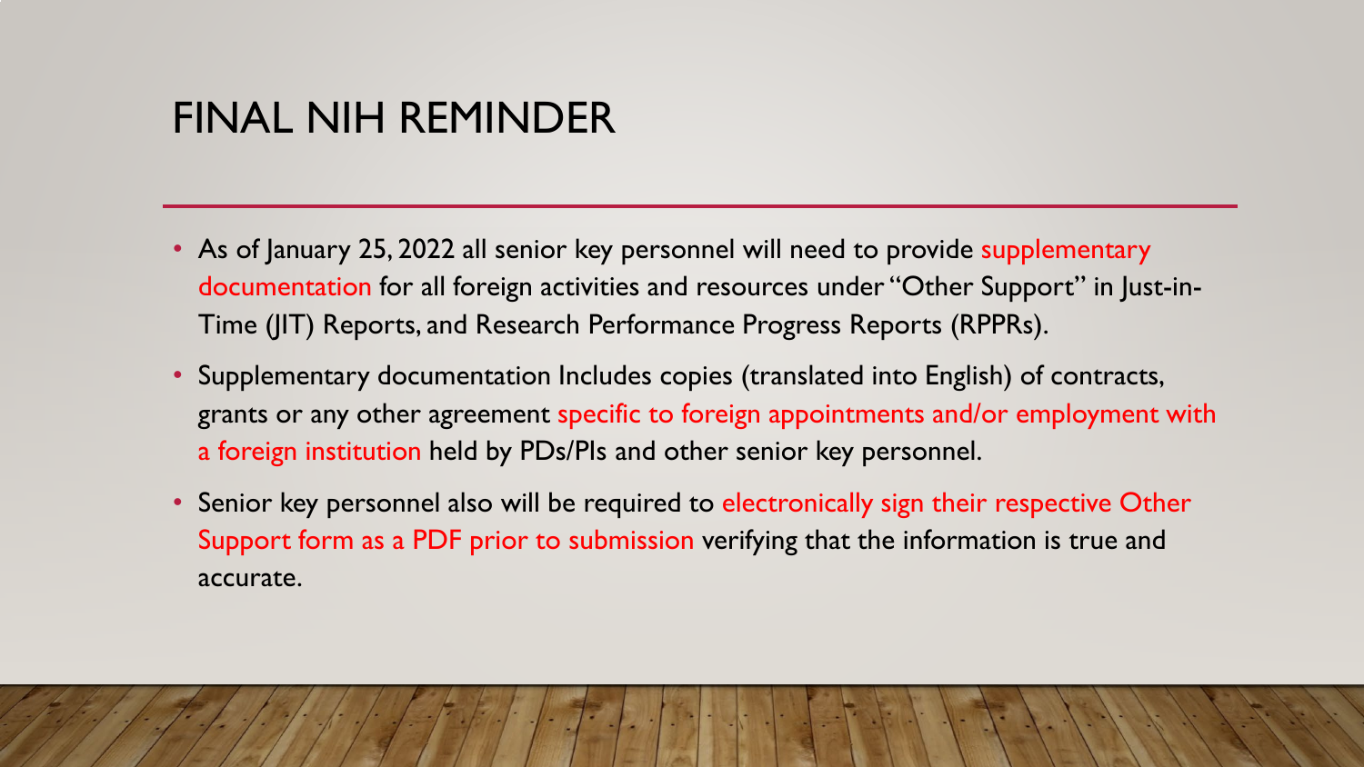# FINAL NIH REMINDER

- As of January 25, 2022 all senior key personnel will need to provide supplementary documentation for all foreign activities and resources under "Other Support" in Just-in-Time (JIT) Reports, and Research Performance Progress Reports (RPPRs).
- Supplementary documentation Includes copies (translated into English) of contracts, grants or any other agreement specific to foreign appointments and/or employment with a foreign institution held by PDs/PIs and other senior key personnel.
- Senior key personnel also will be required to electronically sign their respective Other Support form as a PDF prior to submission verifying that the information is true and accurate.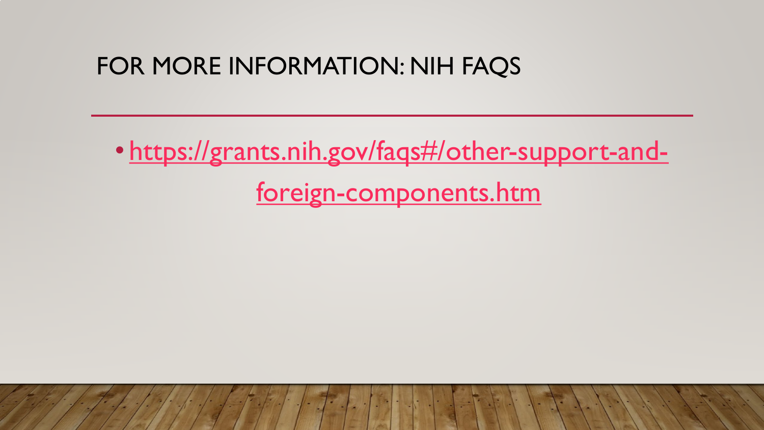# FOR MORE INFORMATION: NIH FAQS

- https://grants.nih.gov/faqs#/other-support-and-foreign-components.htm